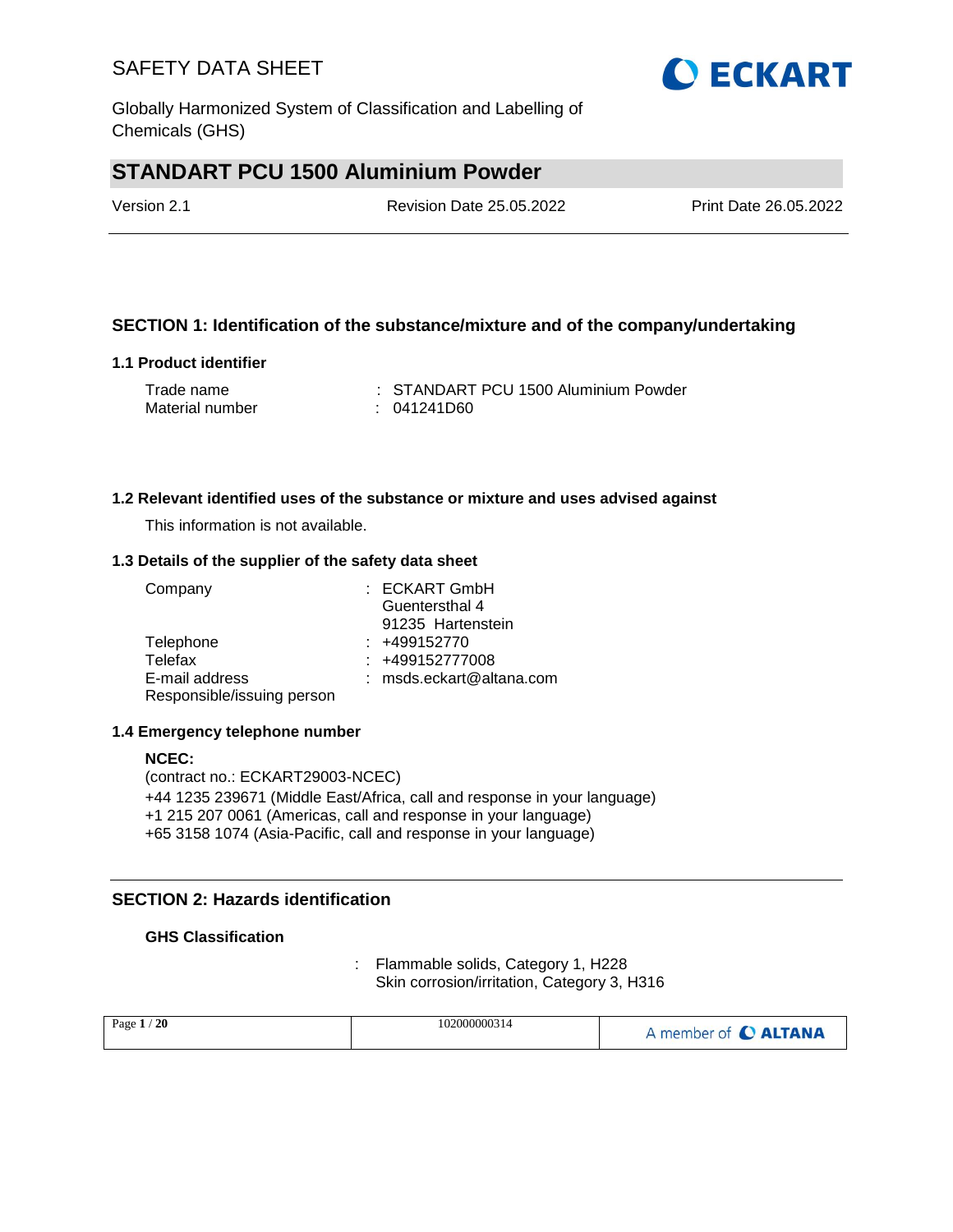# SAFETY DATA SHEET

Globally Harmonized System of Classification and Labelling of Chemicals (GHS)

## STANDART PCU 1500 Aluminium Powder

Version 2.1 | Revision Date 25.05.2022 | Print Date 26.05.2022

### SECTION 1: Identification of the substance/mixture and of the company/undertaking

#### 1.1 Product identifier

Trade name : STANDART PCU 1500 Aluminium Powder
Material number : 041241D60

#### 1.2 Relevant identified uses of the substance or mixture and uses advised against

This information is not available.

#### 1.3 Details of the supplier of the safety data sheet

Company : ECKART GmbH
Guentersthal 4
91235 Hartenstein
Telephone : +499152770
Telefax : +499152777008
E-mail address : msds.eckart@altana.com
Responsible/issuing person

#### 1.4 Emergency telephone number

**NCEC:**
(contract no.: ECKART29003-NCEC)
+44 1235 239671 (Middle East/Africa, call and response in your language)
+1 215 207 0061 (Americas, call and response in your language)
+65 3158 1074 (Asia-Pacific, call and response in your language)

### SECTION 2: Hazards identification

**GHS Classification**

: Flammable solids, Category 1, H228
Skin corrosion/irritation, Category 3, H316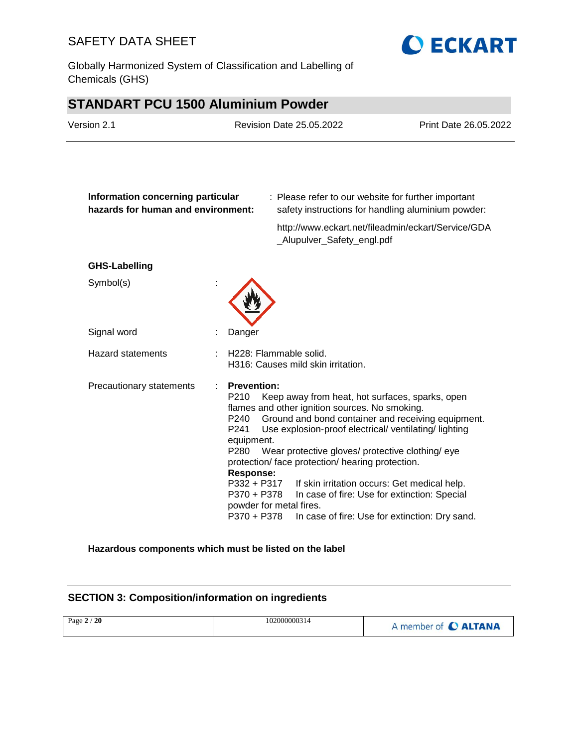**Information concerning particular hazards for human and environment:** Please refer to our website for further important safety instructions for handling aluminium powder:

http://www.eckart.net/fileadmin/eckart/Service/GDA_Alupulver_Safety_engl.pdf

**GHS-Labelling**

Symbol(s) :

Signal word : Danger

Hazard statements : H228: Flammable solid.
H316: Causes mild skin irritation.

Precautionary statements :

**Prevention:**

P210 Keep away from heat, hot surfaces, sparks, open flames and other ignition sources. No smoking.
P240 Ground and bond container and receiving equipment.
P241 Use explosion-proof electrical/ ventilating/ lighting equipment.
P280 Wear protective gloves/ protective clothing/ eye protection/ face protection/ hearing protection.

**Response:**

P332 + P317 If skin irritation occurs: Get medical help.
P370 + P378 In case of fire: Use for extinction: Special powder for metal fires.
P370 + P378 In case of fire: Use for extinction: Dry sand.

**Hazardous components which must be listed on the label**

## SECTION 3: Composition/information on ingredients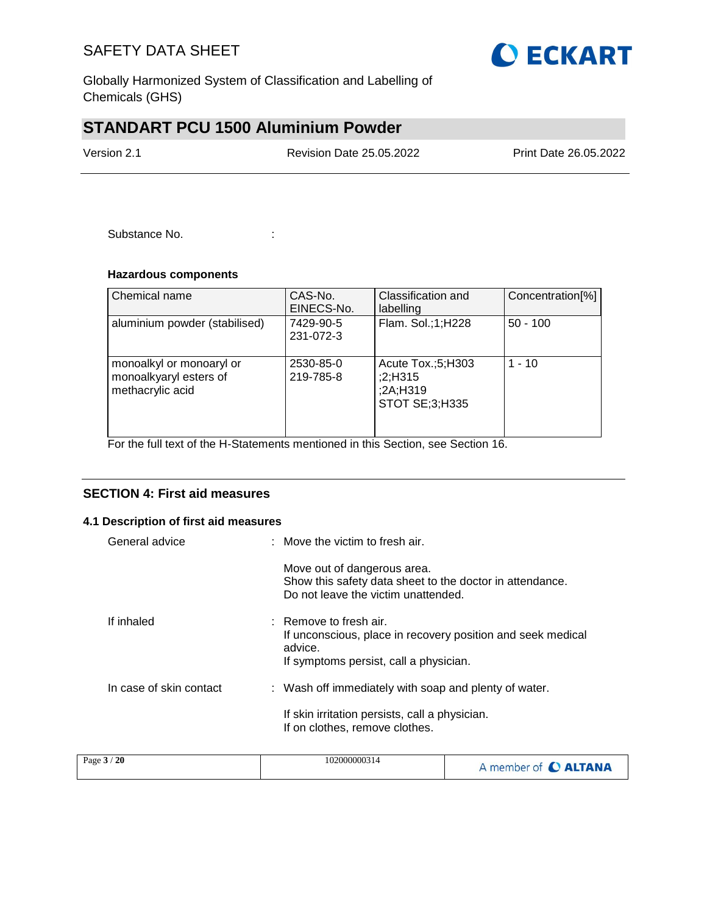Substance No. :

**Hazardous components**

| Chemical name | CAS-No. EINECS-No. | Classification and labelling | Concentration[%] |
|---|---|---|---|
| aluminium powder (stabilised) | 7429-90-5 231-072-3 | Flam. Sol.;1;H228 | 50 - 100 |
| monoalkyl or monoaryl or monoalkyaryl esters of methacrylic acid | 2530-85-0 219-785-8 | Acute Tox.;5;H303 ;2;H315 ;2A;H319 STOT SE;3;H335 | 1 - 10 |

For the full text of the H-Statements mentioned in this Section, see Section 16.

## SECTION 4: First aid measures

### 4.1 Description of first aid measures

General advice : Move the victim to fresh air.

Move out of dangerous area.
Show this safety data sheet to the doctor in attendance.
Do not leave the victim unattended.

If inhaled : Remove to fresh air.
If unconscious, place in recovery position and seek medical advice.
If symptoms persist, call a physician.

In case of skin contact : Wash off immediately with soap and plenty of water.

If skin irritation persists, call a physician.
If on clothes, remove clothes.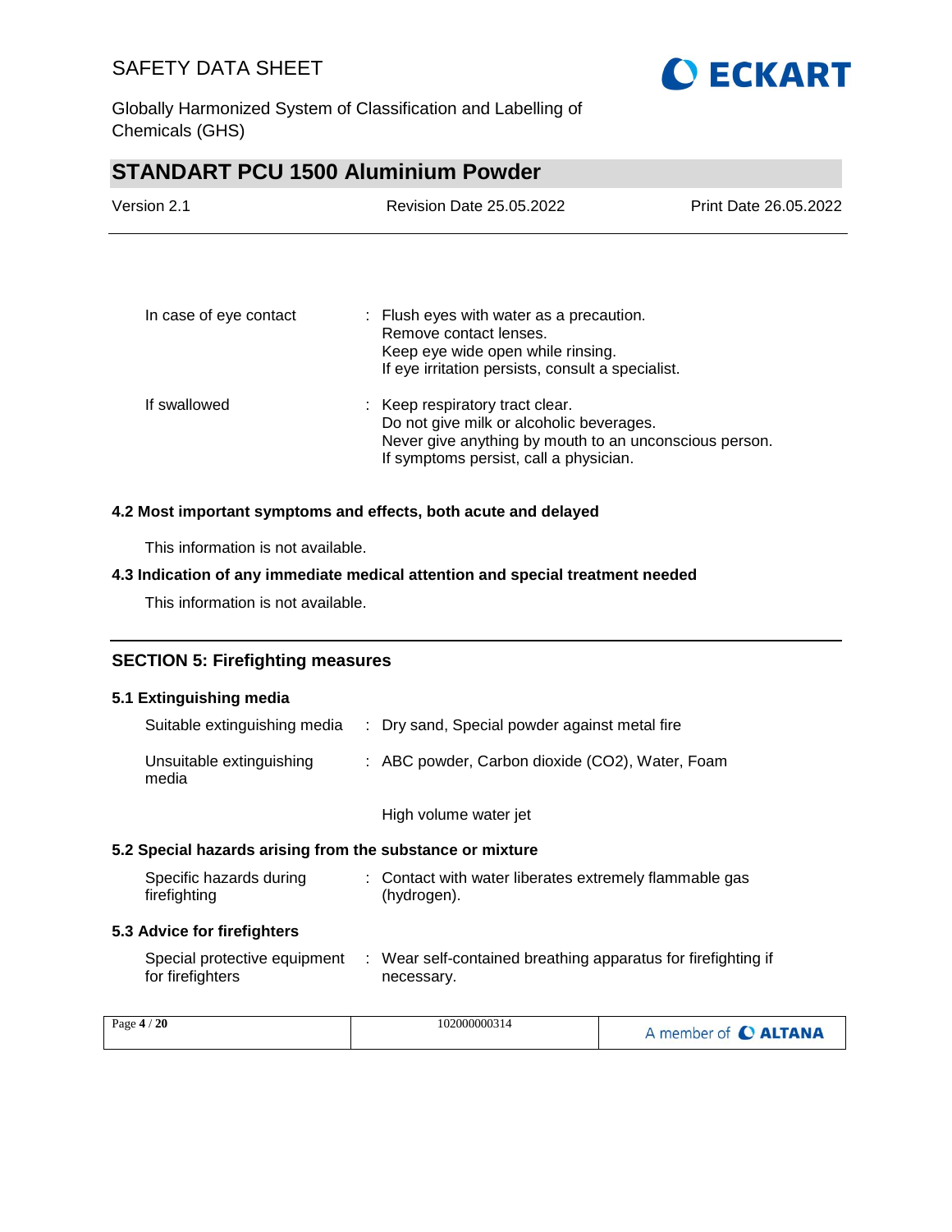| | |
|---|---|
| In case of eye contact | : Flush eyes with water as a precaution.<br>Remove contact lenses.<br>Keep eye wide open while rinsing.<br>If eye irritation persists, consult a specialist. |
| If swallowed | : Keep respiratory tract clear.<br>Do not give milk or alcoholic beverages.<br>Never give anything by mouth to an unconscious person.<br>If symptoms persist, call a physician. |

### 4.2 Most important symptoms and effects, both acute and delayed

This information is not available.

### 4.3 Indication of any immediate medical attention and special treatment needed

This information is not available.

## SECTION 5: Firefighting measures

### 5.1 Extinguishing media

| | |
|---|---|
| Suitable extinguishing media | : Dry sand, Special powder against metal fire |
| Unsuitable extinguishing media | : ABC powder, Carbon dioxide ($CO_2$), Water, Foam<br><br>High volume water jet |

### 5.2 Special hazards arising from the substance or mixture

| | |
|---|---|
| Specific hazards during firefighting | : Contact with water liberates extremely flammable gas (hydrogen). |

### 5.3 Advice for firefighters

| | |
|---|---|
| Special protective equipment for firefighters | : Wear self-contained breathing apparatus for firefighting if necessary. |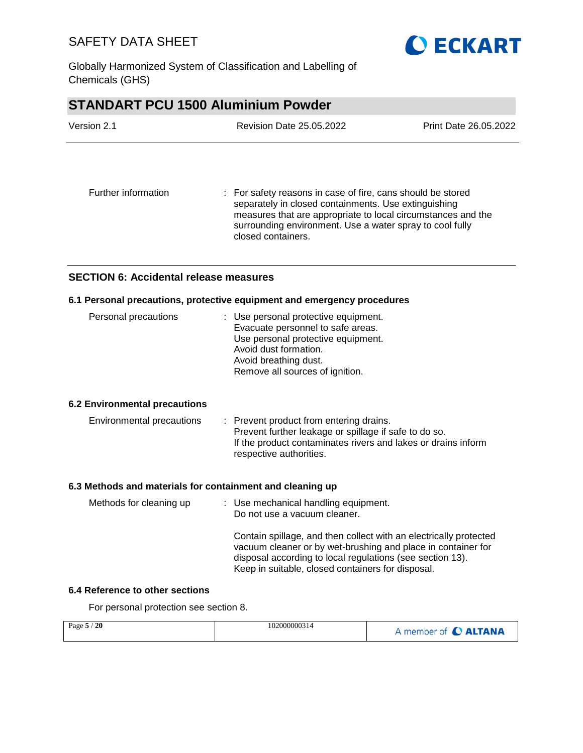Further information : For safety reasons in case of fire, cans should be stored separately in closed containments. Use extinguishing measures that are appropriate to local circumstances and the surrounding environment. Use a water spray to cool fully closed containers.

## SECTION 6: Accidental release measures

### 6.1 Personal precautions, protective equipment and emergency procedures

Personal precautions : Use personal protective equipment.
Evacuate personnel to safe areas.
Use personal protective equipment.
Avoid dust formation.
Avoid breathing dust.
Remove all sources of ignition.

### 6.2 Environmental precautions

Environmental precautions : Prevent product from entering drains.
Prevent further leakage or spillage if safe to do so.
If the product contaminates rivers and lakes or drains inform respective authorities.

### 6.3 Methods and materials for containment and cleaning up

Methods for cleaning up : Use mechanical handling equipment.
Do not use a vacuum cleaner.

Contain spillage, and then collect with an electrically protected vacuum cleaner or by wet-brushing and place in container for disposal according to local regulations (see section 13).
Keep in suitable, closed containers for disposal.

### 6.4 Reference to other sections

For personal protection see section 8.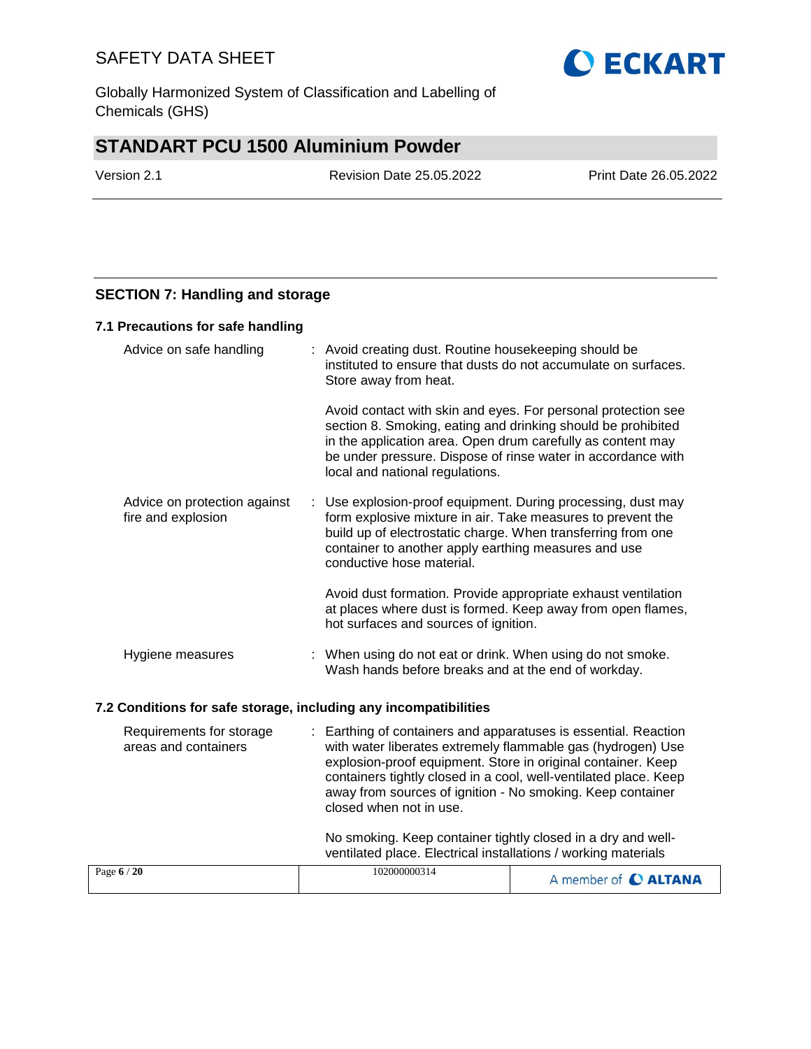## SECTION 7: Handling and storage

### 7.1 Precautions for safe handling

| | |
|---|---|
| Advice on safe handling | : Avoid creating dust. Routine housekeeping should be instituted to ensure that dusts do not accumulate on surfaces. Store away from heat.<br><br>Avoid contact with skin and eyes. For personal protection see section 8. Smoking, eating and drinking should be prohibited in the application area. Open drum carefully as content may be under pressure. Dispose of rinse water in accordance with local and national regulations. |
| Advice on protection against fire and explosion | : Use explosion-proof equipment. During processing, dust may form explosive mixture in air. Take measures to prevent the build up of electrostatic charge. When transferring from one container to another apply earthing measures and use conductive hose material.<br><br>Avoid dust formation. Provide appropriate exhaust ventilation at places where dust is formed. Keep away from open flames, hot surfaces and sources of ignition. |
| Hygiene measures | : When using do not eat or drink. When using do not smoke. Wash hands before breaks and at the end of workday. |

### 7.2 Conditions for safe storage, including any incompatibilities

| | |
|---|---|
| Requirements for storage areas and containers | : Earthing of containers and apparatuses is essential. Reaction with water liberates extremely flammable gas (hydrogen) Use explosion-proof equipment. Store in original container. Keep containers tightly closed in a cool, well-ventilated place. Keep away from sources of ignition - No smoking. Keep container closed when not in use.<br><br>No smoking. Keep container tightly closed in a dry and well-ventilated place. Electrical installations / working materials |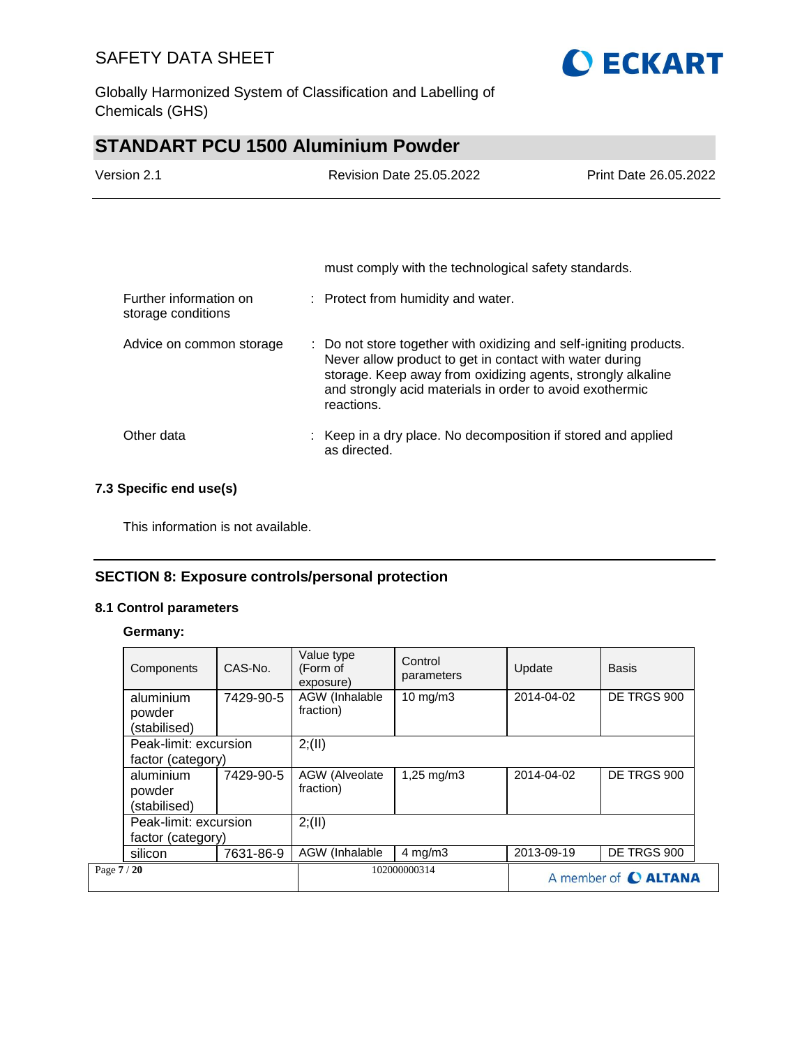must comply with the technological safety standards.

Further information on storage conditions : Protect from humidity and water.

Advice on common storage : Do not store together with oxidizing and self-igniting products. Never allow product to get in contact with water during storage. Keep away from oxidizing agents, strongly alkaline and strongly acid materials in order to avoid exothermic reactions.

Other data : Keep in a dry place. No decomposition if stored and applied as directed.

### 7.3 Specific end use(s)

This information is not available.

## SECTION 8: Exposure controls/personal protection

### 8.1 Control parameters

**Germany:**

| Components | CAS-No. | Value type (Form of exposure) | Control parameters | Update | Basis |
|---|---|---|---|---|---|
| aluminium powder (stabilised) | 7429-90-5 | AGW (Inhalable fraction) | 10 mg/m3 | 2014-04-02 | DE TRGS 900 |
| Peak-limit: excursion factor (category) | | 2;(II) | | | |
| aluminium powder (stabilised) | 7429-90-5 | AGW (Alveolate fraction) | 1,25 mg/m3 | 2014-04-02 | DE TRGS 900 |
| Peak-limit: excursion factor (category) | | 2;(II) | | | |
| silicon | 7631-86-9 | AGW (Inhalable | 4 mg/m3 | 2013-09-19 | DE TRGS 900 |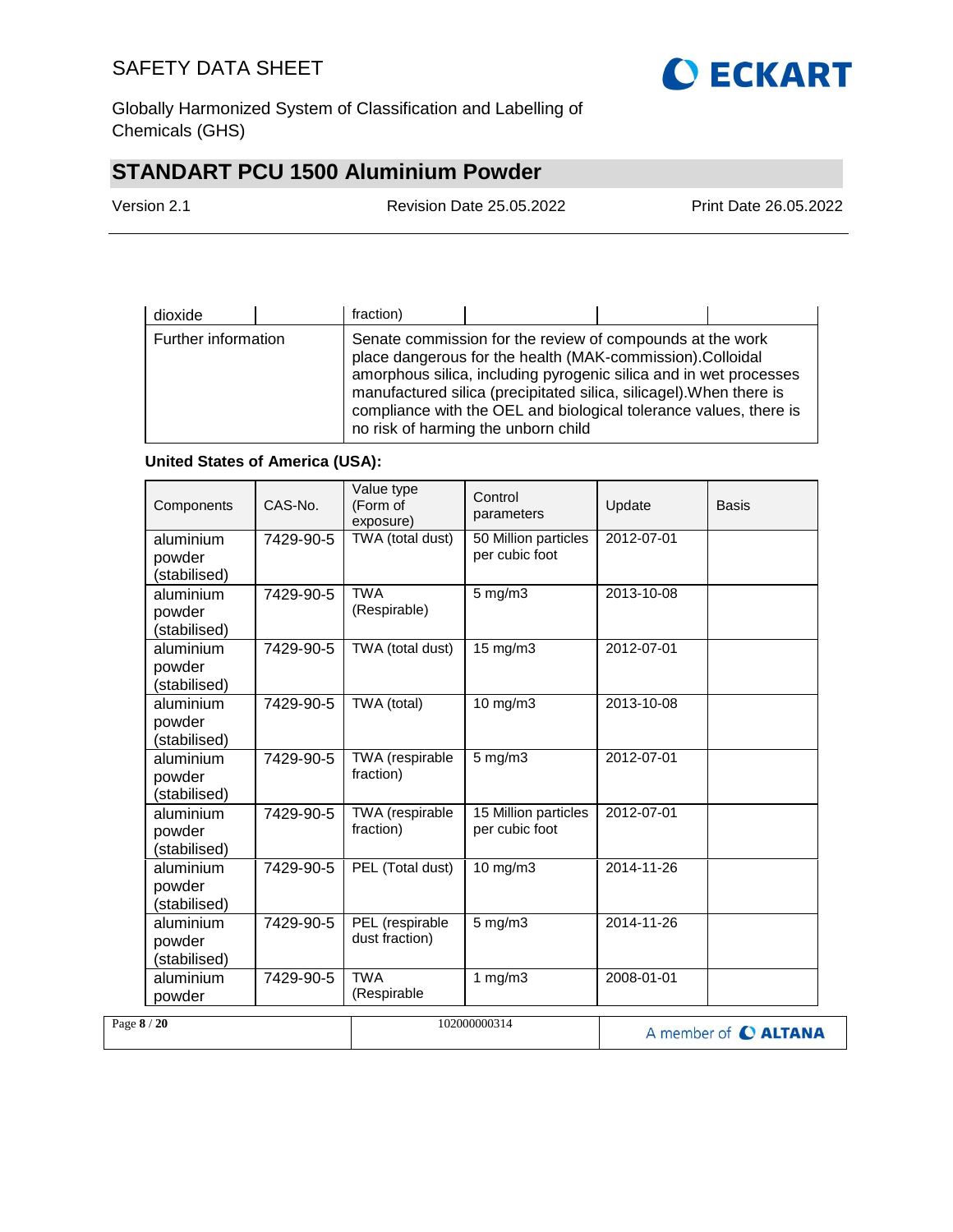| dioxide | | fraction) | | | |
|---|---|---|---|---|---|
| Further information | | Senate commission for the review of compounds at the work place dangerous for the health (MAK-commission).Colloidal amorphous silica, including pyrogenic silica and in wet processes manufactured silica (precipitated silica, silicagel).When there is compliance with the OEL and biological tolerance values, there is no risk of harming the unborn child | | | |

**United States of America (USA):**

| Components | CAS-No. | Value type (Form of exposure) | Control parameters | Update | Basis |
|---|---|---|---|---|---|
| aluminium powder (stabilised) | 7429-90-5 | TWA (total dust) | 50 Million particles per cubic foot | 2012-07-01 | |
| aluminium powder (stabilised) | 7429-90-5 | TWA (Respirable) | 5 mg/m3 | 2013-10-08 | |
| aluminium powder (stabilised) | 7429-90-5 | TWA (total dust) | 15 mg/m3 | 2012-07-01 | |
| aluminium powder (stabilised) | 7429-90-5 | TWA (total) | 10 mg/m3 | 2013-10-08 | |
| aluminium powder (stabilised) | 7429-90-5 | TWA (respirable fraction) | 5 mg/m3 | 2012-07-01 | |
| aluminium powder (stabilised) | 7429-90-5 | TWA (respirable fraction) | 15 Million particles per cubic foot | 2012-07-01 | |
| aluminium powder (stabilised) | 7429-90-5 | PEL (Total dust) | 10 mg/m3 | 2014-11-26 | |
| aluminium powder (stabilised) | 7429-90-5 | PEL (respirable dust fraction) | 5 mg/m3 | 2014-11-26 | |
| aluminium powder | 7429-90-5 | TWA (Respirable | 1 mg/m3 | 2008-01-01 | |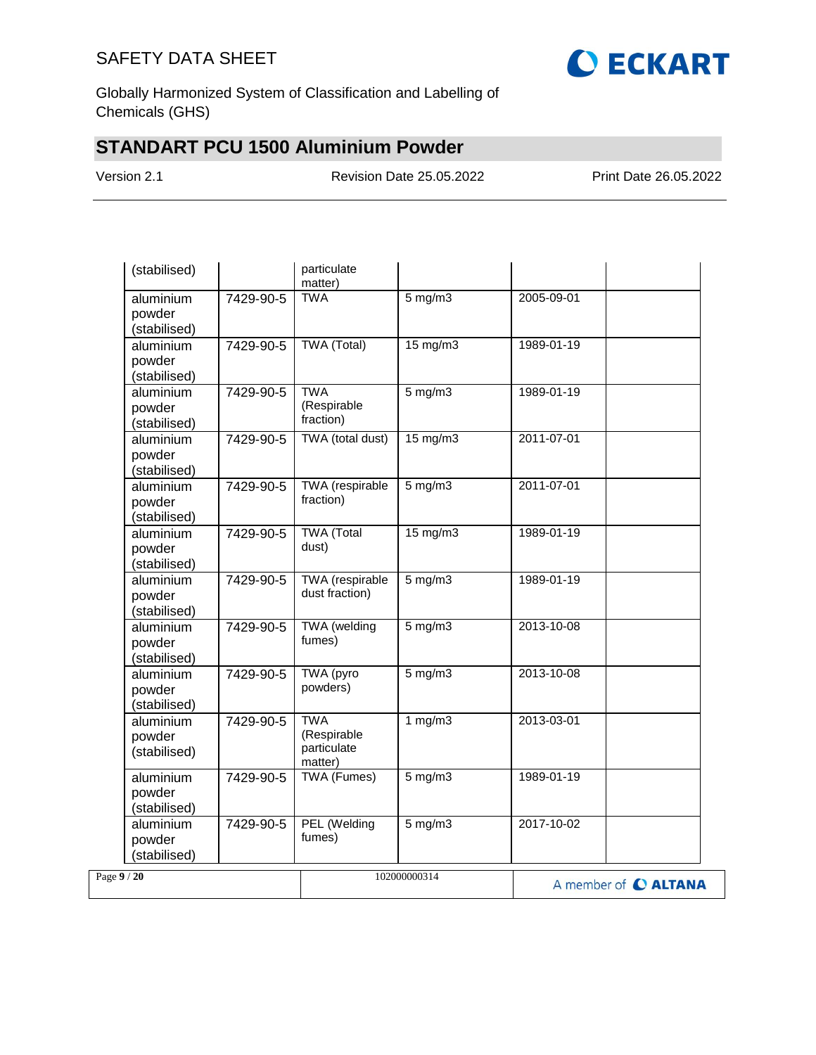| | | | | | |
|---|---|---|---|---|---|
| (stabilised) | | particulate matter) | | | |
| aluminium powder (stabilised) | 7429-90-5 | TWA | 5 mg/m3 | 2005-09-01 | |
| aluminium powder (stabilised) | 7429-90-5 | TWA (Total) | 15 mg/m3 | 1989-01-19 | |
| aluminium powder (stabilised) | 7429-90-5 | TWA (Respirable fraction) | 5 mg/m3 | 1989-01-19 | |
| aluminium powder (stabilised) | 7429-90-5 | TWA (total dust) | 15 mg/m3 | 2011-07-01 | |
| aluminium powder (stabilised) | 7429-90-5 | TWA (respirable fraction) | 5 mg/m3 | 2011-07-01 | |
| aluminium powder (stabilised) | 7429-90-5 | TWA (Total dust) | 15 mg/m3 | 1989-01-19 | |
| aluminium powder (stabilised) | 7429-90-5 | TWA (respirable dust fraction) | 5 mg/m3 | 1989-01-19 | |
| aluminium powder (stabilised) | 7429-90-5 | TWA (welding fumes) | 5 mg/m3 | 2013-10-08 | |
| aluminium powder (stabilised) | 7429-90-5 | TWA (pyro powders) | 5 mg/m3 | 2013-10-08 | |
| aluminium powder (stabilised) | 7429-90-5 | TWA (Respirable particulate matter) | 1 mg/m3 | 2013-03-01 | |
| aluminium powder (stabilised) | 7429-90-5 | TWA (Fumes) | 5 mg/m3 | 1989-01-19 | |
| aluminium powder (stabilised) | 7429-90-5 | PEL (Welding fumes) | 5 mg/m3 | 2017-10-02 | |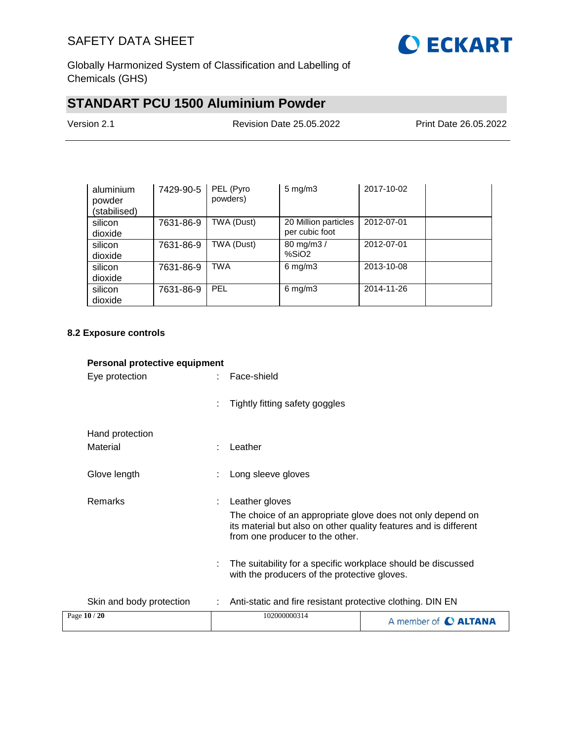| | | | | | |
|---|---|---|---|---|---|
| aluminium powder (stabilised) | 7429-90-5 | PEL (Pyro powders) | 5 mg/m3 | 2017-10-02 | |
| silicon dioxide | 7631-86-9 | TWA (Dust) | 20 Million particles per cubic foot | 2012-07-01 | |
| silicon dioxide | 7631-86-9 | TWA (Dust) | 80 mg/m3 / %SiO2 | 2012-07-01 | |
| silicon dioxide | 7631-86-9 | TWA | 6 mg/m3 | 2013-10-08 | |
| silicon dioxide | 7631-86-9 | PEL | 6 mg/m3 | 2014-11-26 | |

### 8.2 Exposure controls

**Personal protective equipment**

Eye protection : Face-shield

: Tightly fitting safety goggles

Hand protection

Material : Leather

Glove length : Long sleeve gloves

Remarks : Leather gloves
The choice of an appropriate glove does not only depend on its material but also on other quality features and is different from one producer to the other.

: The suitability for a specific workplace should be discussed with the producers of the protective gloves.

Skin and body protection : Anti-static and fire resistant protective clothing. DIN EN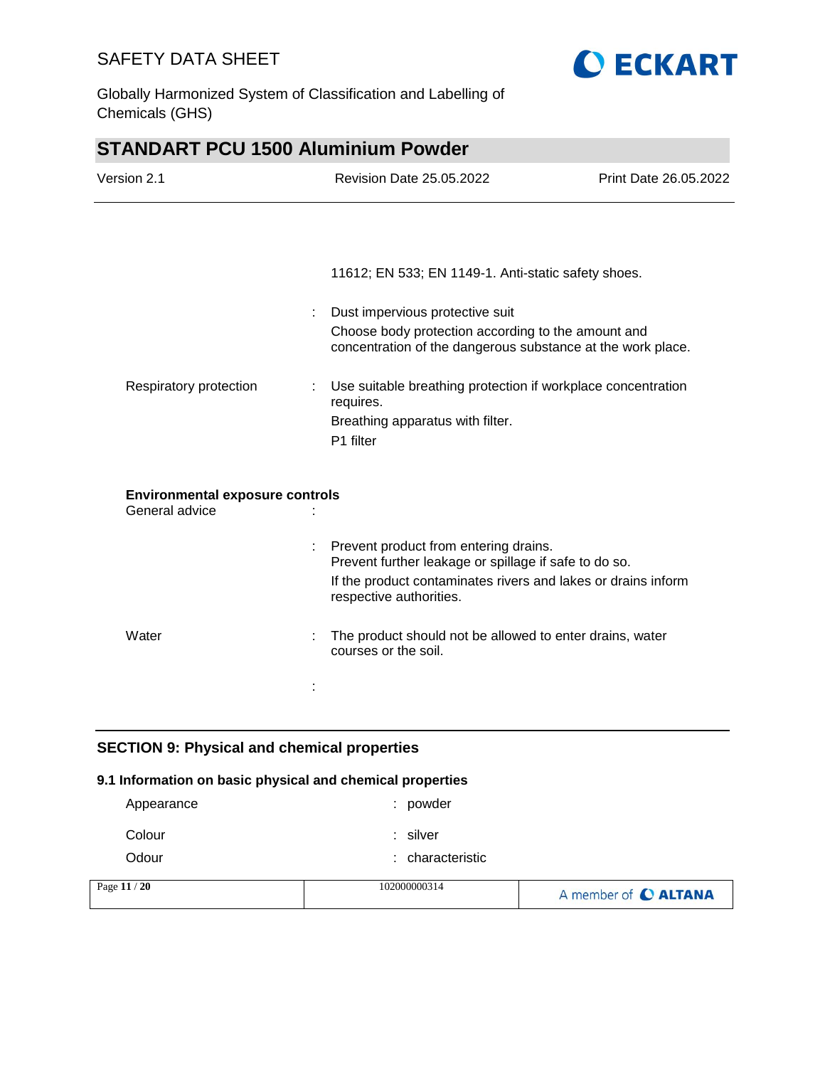11612; EN 533; EN 1149-1. Anti-static safety shoes.

: Dust impervious protective suit
Choose body protection according to the amount and concentration of the dangerous substance at the work place.

Respiratory protection : Use suitable breathing protection if workplace concentration requires.
Breathing apparatus with filter.
P1 filter

**Environmental exposure controls**

General advice :

: Prevent product from entering drains.
Prevent further leakage or spillage if safe to do so.
If the product contaminates rivers and lakes or drains inform respective authorities.

Water : The product should not be allowed to enter drains, water courses or the soil.

:

## SECTION 9: Physical and chemical properties

### 9.1 Information on basic physical and chemical properties

| | | |
|---|---|---|
| Appearance | : | powder |
| Colour | : | silver |
| Odour | : | characteristic |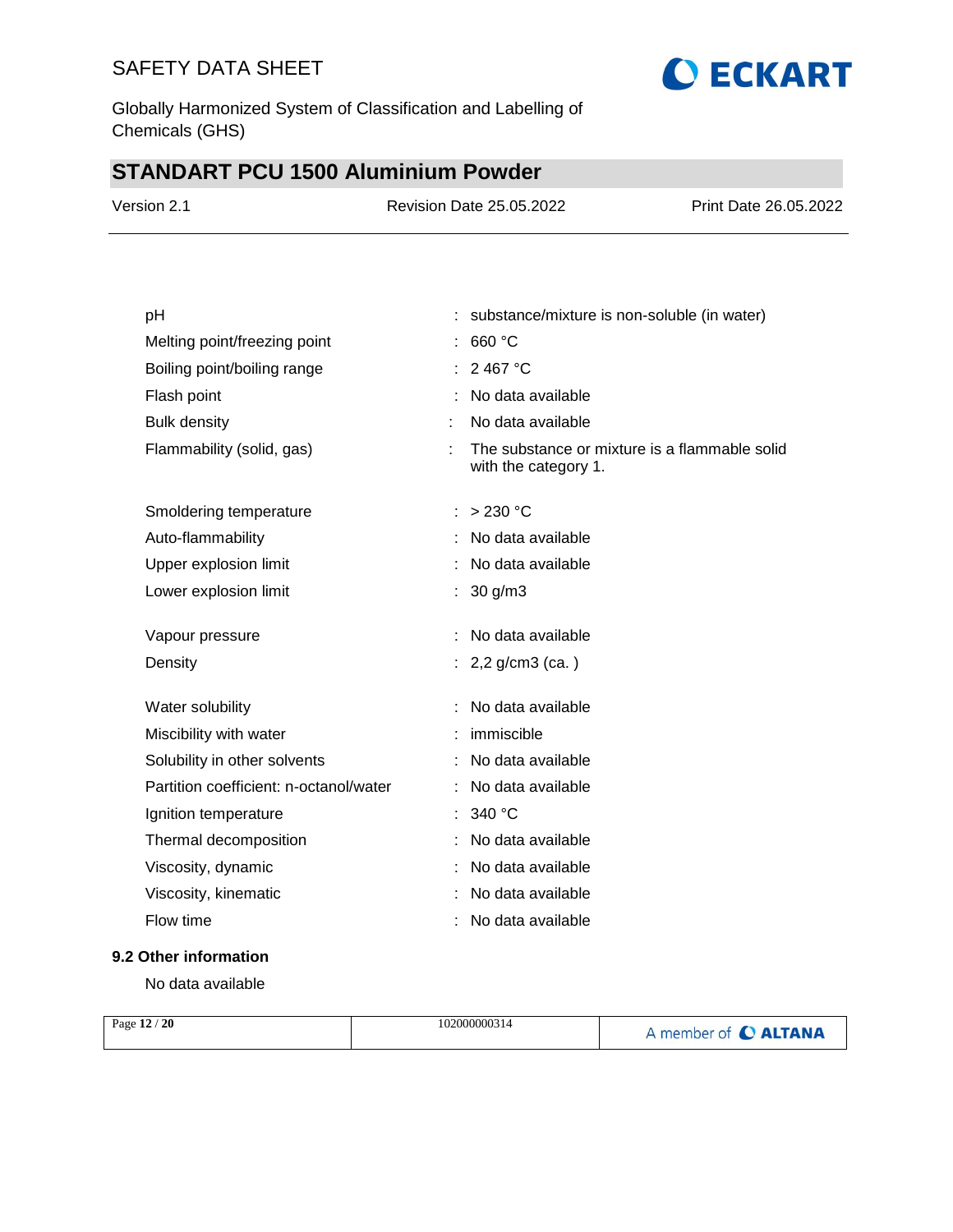| | | |
|---|---|---|
| pH | : | substance/mixture is non-soluble (in water) |
| Melting point/freezing point | : | 660 °C |
| Boiling point/boiling range | : | 2 467 °C |
| Flash point | : | No data available |
| Bulk density | : | No data available |
| Flammability (solid, gas) | : | The substance or mixture is a flammable solid with the category 1. |
| Smoldering temperature | : | > 230 °C |
| Auto-flammability | : | No data available |
| Upper explosion limit | : | No data available |
| Lower explosion limit | : | 30 g/m3 |
| Vapour pressure | : | No data available |
| Density | : | 2,2 g/cm3 (ca. ) |
| Water solubility | : | No data available |
| Miscibility with water | : | immiscible |
| Solubility in other solvents | : | No data available |
| Partition coefficient: n-octanol/water | : | No data available |
| Ignition temperature | : | 340 °C |
| Thermal decomposition | : | No data available |
| Viscosity, dynamic | : | No data available |
| Viscosity, kinematic | : | No data available |
| Flow time | : | No data available |

### 9.2 Other information

No data available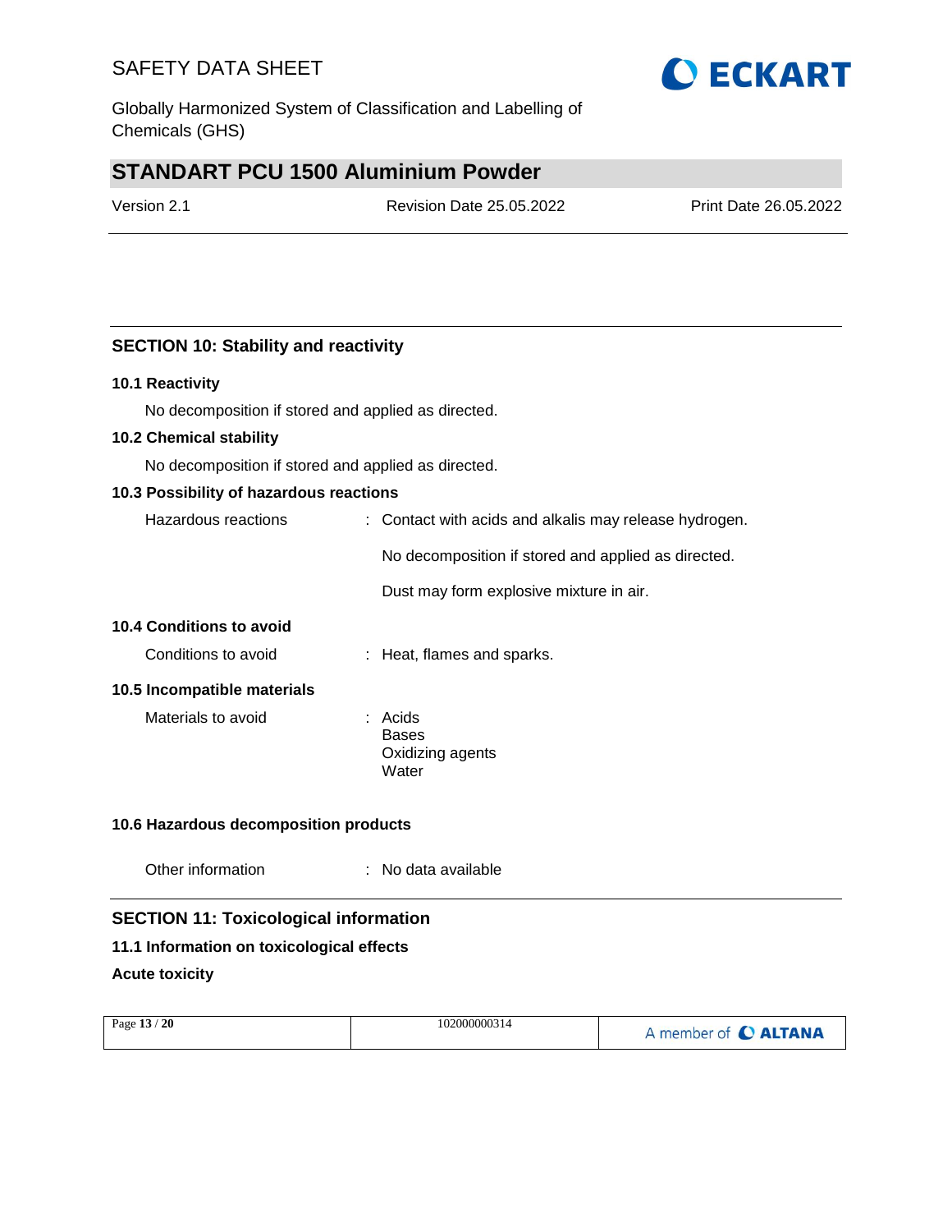## SECTION 10: Stability and reactivity

### 10.1 Reactivity

No decomposition if stored and applied as directed.

### 10.2 Chemical stability

No decomposition if stored and applied as directed.

### 10.3 Possibility of hazardous reactions

Hazardous reactions : Contact with acids and alkalis may release hydrogen.

No decomposition if stored and applied as directed.

Dust may form explosive mixture in air.

### 10.4 Conditions to avoid

Conditions to avoid : Heat, flames and sparks.

### 10.5 Incompatible materials

Materials to avoid : Acids
Bases
Oxidizing agents
Water

### 10.6 Hazardous decomposition products

Other information : No data available

## SECTION 11: Toxicological information

### 11.1 Information on toxicological effects

**Acute toxicity**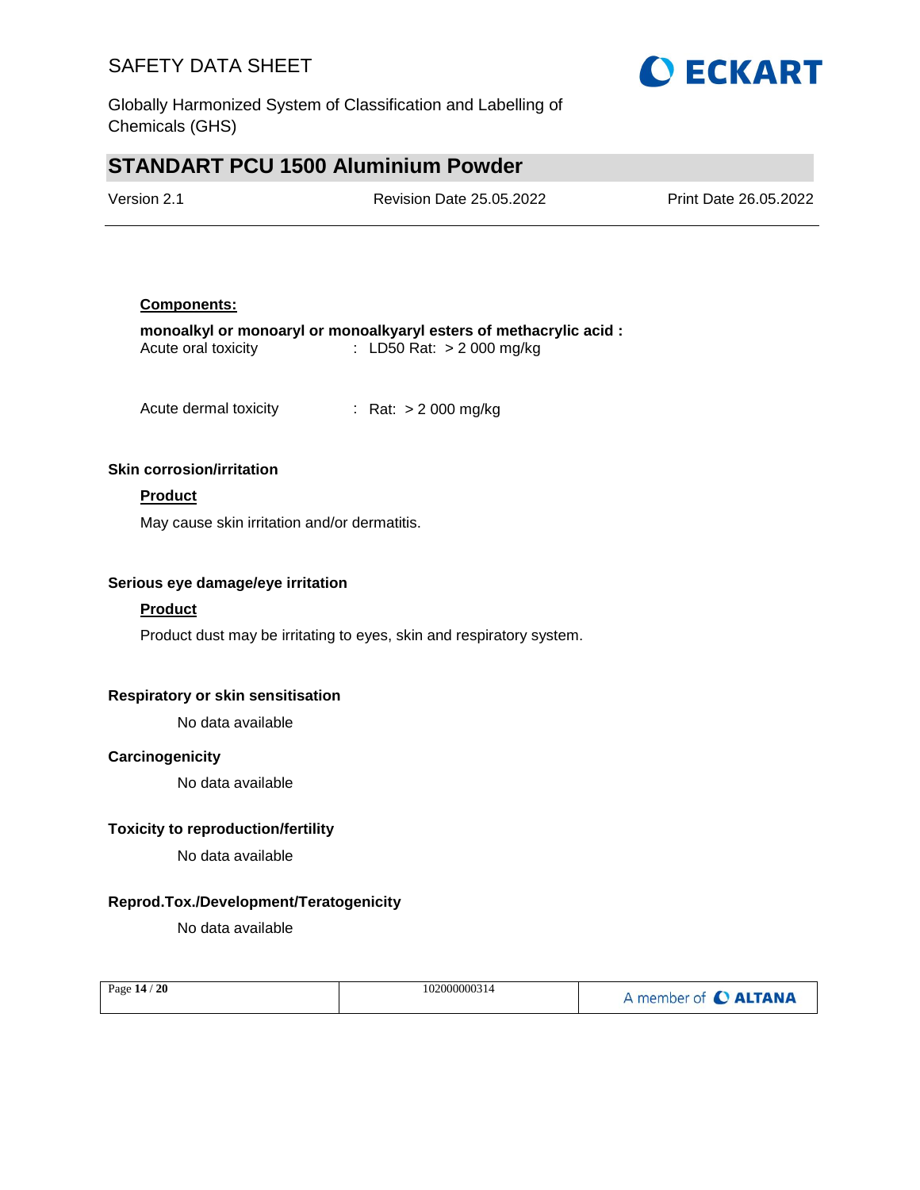**Components:**

**monoalkyl or monoaryl or monoalkyaryl esters of methacrylic acid :**

Acute oral toxicity : LD50 Rat: > 2 000 mg/kg

Acute dermal toxicity : Rat: > 2 000 mg/kg

### Skin corrosion/irritation

**Product**

May cause skin irritation and/or dermatitis.

### Serious eye damage/eye irritation

**Product**

Product dust may be irritating to eyes, skin and respiratory system.

### Respiratory or skin sensitisation

No data available

### Carcinogenicity

No data available

### Toxicity to reproduction/fertility

No data available

### Reprod.Tox./Development/Teratogenicity

No data available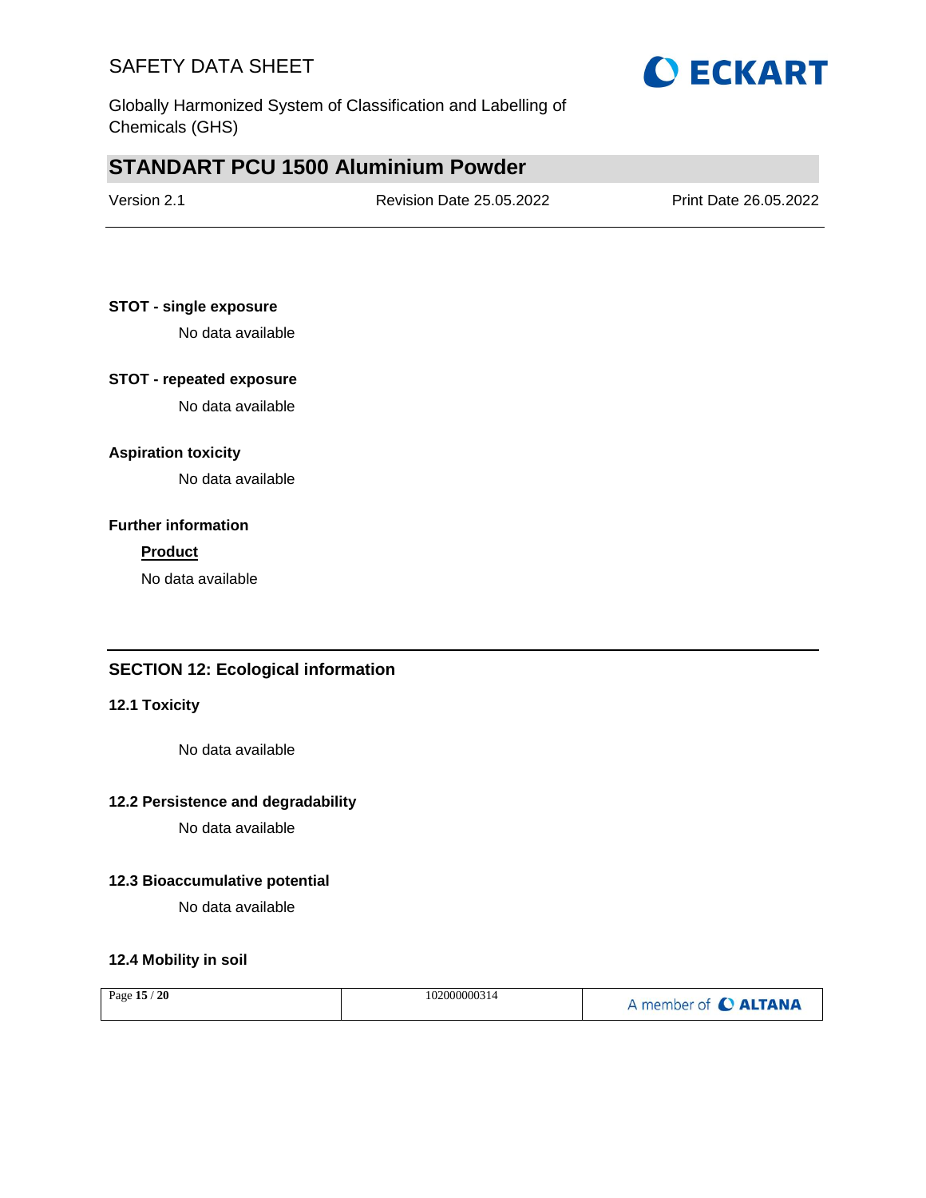**STOT - single exposure**

No data available

**STOT - repeated exposure**

No data available

**Aspiration toxicity**

No data available

**Further information**

**Product**

No data available

## SECTION 12: Ecological information

### 12.1 Toxicity

No data available

### 12.2 Persistence and degradability

No data available

### 12.3 Bioaccumulative potential

No data available

### 12.4 Mobility in soil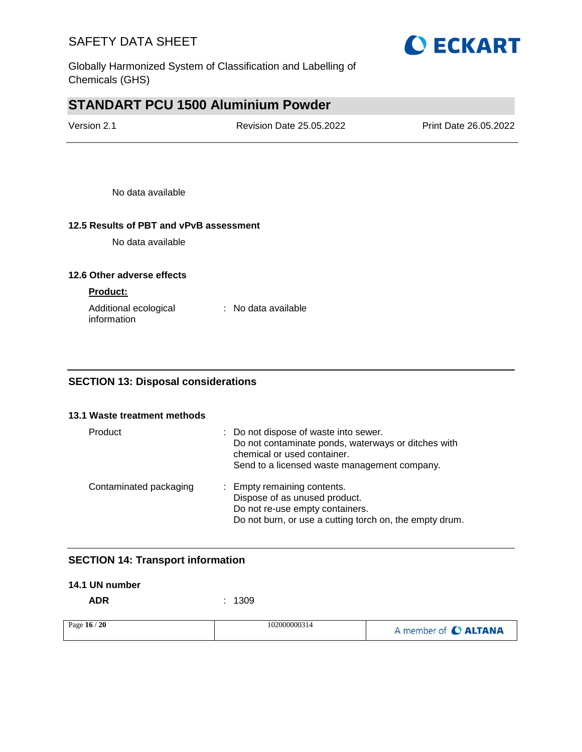No data available

### 12.5 Results of PBT and vPvB assessment

No data available

### 12.6 Other adverse effects

**Product:**

Additional ecological information : No data available

## SECTION 13: Disposal considerations

### 13.1 Waste treatment methods

Product : Do not dispose of waste into sewer.
Do not contaminate ponds, waterways or ditches with chemical or used container.
Send to a licensed waste management company.

Contaminated packaging : Empty remaining contents.
Dispose of as unused product.
Do not re-use empty containers.
Do not burn, or use a cutting torch on, the empty drum.

## SECTION 14: Transport information

### 14.1 UN number

**ADR** : 1309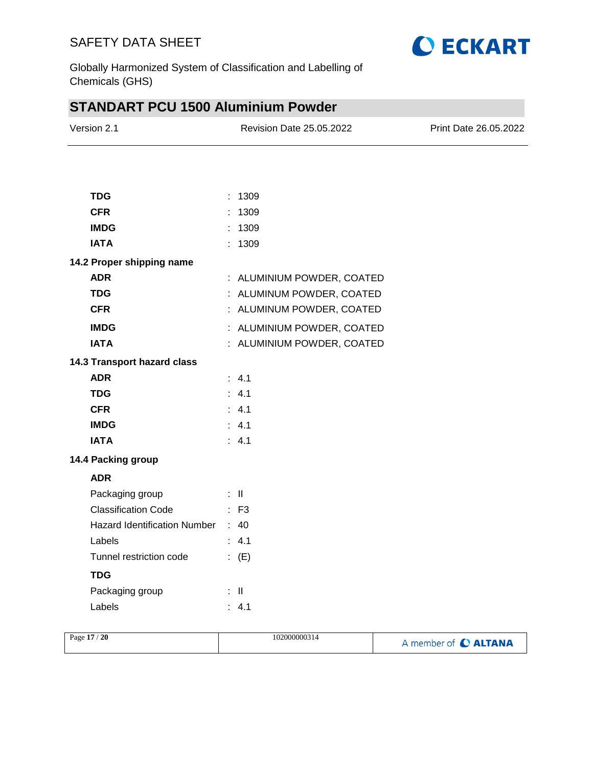| | | |
|---|---|---|
| **TDG** | : | 1309 |
| **CFR** | : | 1309 |
| **IMDG** | : | 1309 |
| **IATA** | : | 1309 |

**14.2 Proper shipping name**

| | | |
|---|---|---|
| **ADR** | : | ALUMINIUM POWDER, COATED |
| **TDG** | : | ALUMINUM POWDER, COATED |
| **CFR** | : | ALUMINUM POWDER, COATED |
| **IMDG** | : | ALUMINIUM POWDER, COATED |
| **IATA** | : | ALUMINIUM POWDER, COATED |

**14.3 Transport hazard class**

| | | |
|---|---|---|
| **ADR** | : | 4.1 |
| **TDG** | : | 4.1 |
| **CFR** | : | 4.1 |
| **IMDG** | : | 4.1 |
| **IATA** | : | 4.1 |

**14.4 Packing group**

**ADR**

| | | |
|---|---|---|
| Packaging group | : | II |
| Classification Code | : | F3 |
| Hazard Identification Number | : | 40 |
| Labels | : | 4.1 |
| Tunnel restriction code | : | (E) |

**TDG**

| | | |
|---|---|---|
| Packaging group | : | II |
| Labels | : | 4.1 |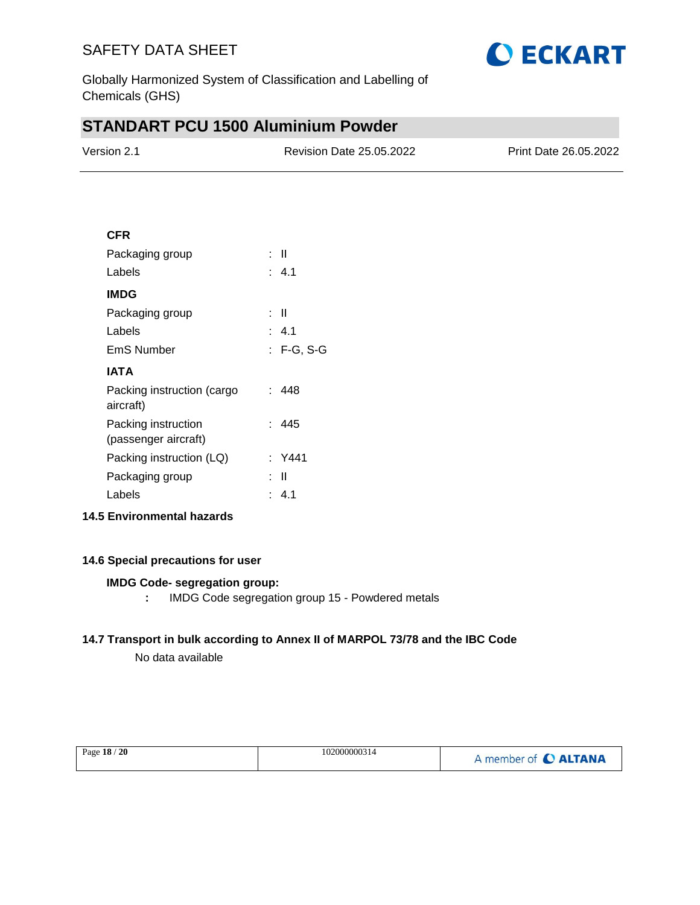**CFR**

Packaging group : II

Labels : 4.1

**IMDG**

Packaging group : II

Labels : 4.1

EmS Number : F-G, S-G

**IATA**

Packing instruction (cargo aircraft) : 448

Packing instruction (passenger aircraft) : 445

Packing instruction (LQ) : Y441

Packaging group : II

Labels : 4.1

### 14.5 Environmental hazards

### 14.6 Special precautions for user

**IMDG Code- segregation group:**

: IMDG Code segregation group 15 - Powdered metals

### 14.7 Transport in bulk according to Annex II of MARPOL 73/78 and the IBC Code

No data available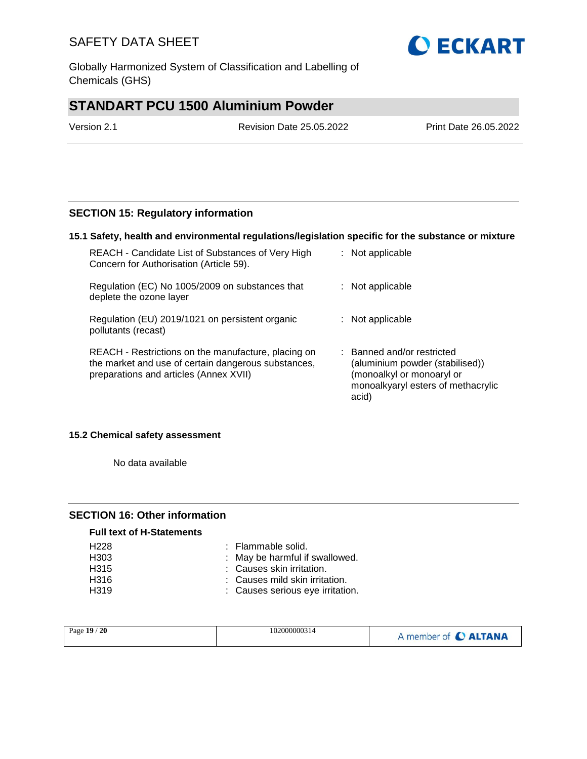## SECTION 15: Regulatory information

### 15.1 Safety, health and environmental regulations/legislation specific for the substance or mixture

| | | |
|---|---|---|
| REACH - Candidate List of Substances of Very High Concern for Authorisation (Article 59). | : | Not applicable |
| Regulation (EC) No 1005/2009 on substances that deplete the ozone layer | : | Not applicable |
| Regulation (EU) 2019/1021 on persistent organic pollutants (recast) | : | Not applicable |
| REACH - Restrictions on the manufacture, placing on the market and use of certain dangerous substances, preparations and articles (Annex XVII) | : | Banned and/or restricted (aluminium powder (stabilised)) (monoalkyl or monoaryl or monoalkyaryl esters of methacrylic acid) |

### 15.2 Chemical safety assessment

No data available

## SECTION 16: Other information

**Full text of H-Statements**

| | | |
|---|---|---|
| H228 | : | Flammable solid. |
| H303 | : | May be harmful if swallowed. |
| H315 | : | Causes skin irritation. |
| H316 | : | Causes mild skin irritation. |
| H319 | : | Causes serious eye irritation. |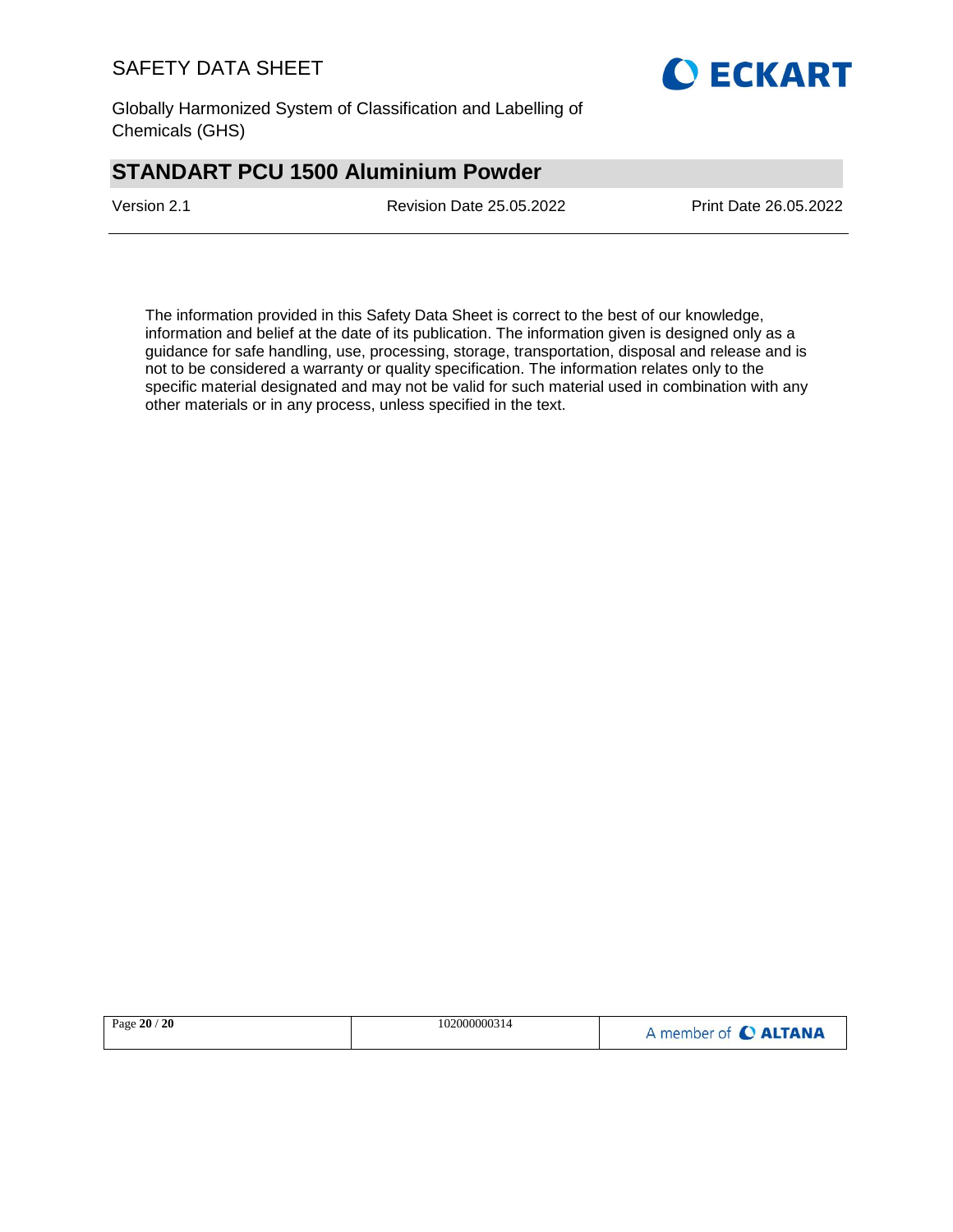The information provided in this Safety Data Sheet is correct to the best of our knowledge, information and belief at the date of its publication. The information given is designed only as a guidance for safe handling, use, processing, storage, transportation, disposal and release and is not to be considered a warranty or quality specification. The information relates only to the specific material designated and may not be valid for such material used in combination with any other materials or in any process, unless specified in the text.